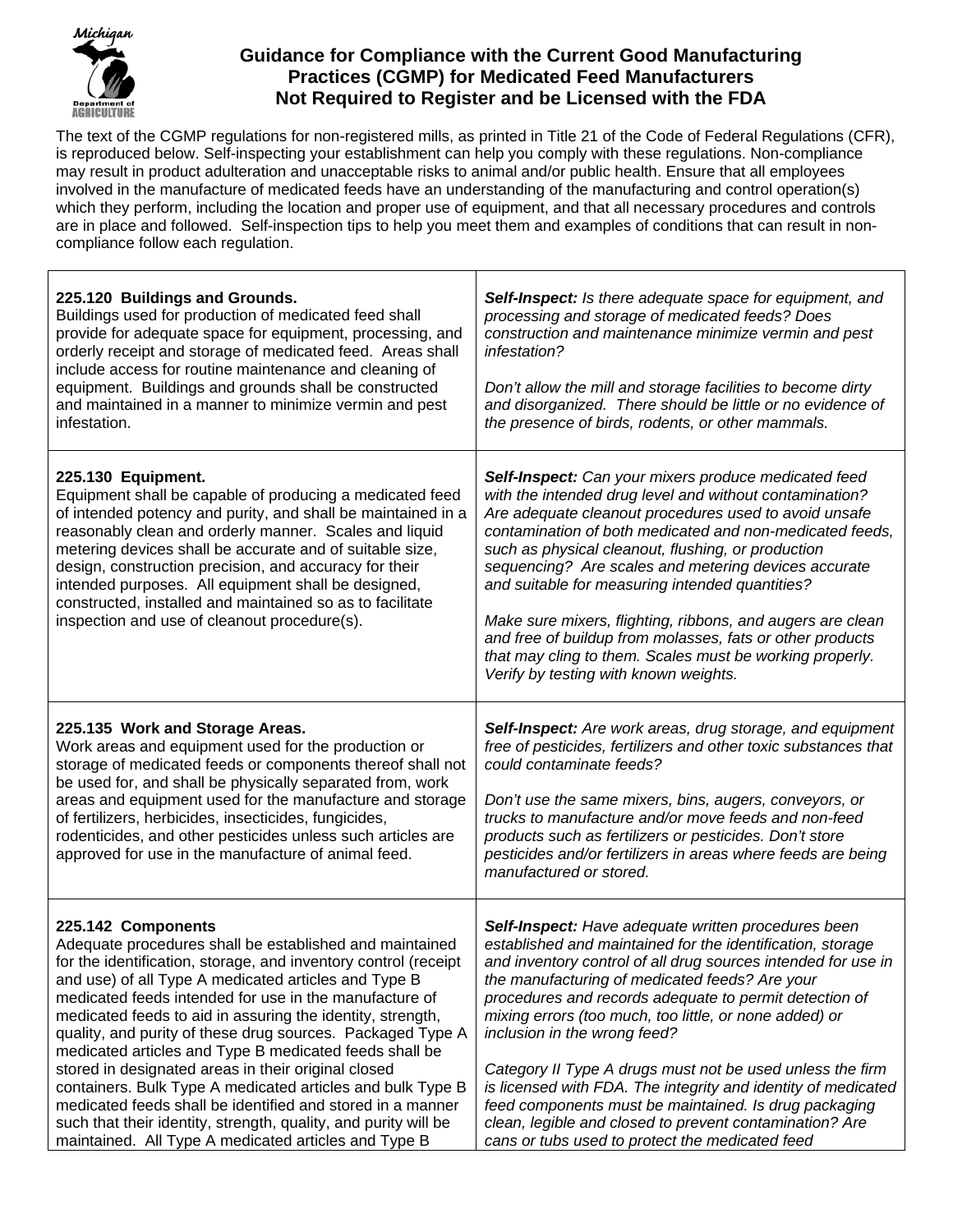# Guidance for Compliance with the Current Good Manufacturing Practices (CGMP) for Medicated Feed Manufacturers Not Required to Register and be Licensed with the FDA

The text of the CGMP regulations for non-registered mills, as printed in Title 21 of the Code of Federal Regulations (CFR), is reproduced below. Self-inspecting your establishment can help you comply with these regulations. Non-compliance may result in product adulteration and unacceptable risks to animal and/or public health. Ensure that all employees involved in the manufacture of medicated feeds have an understanding of the manufacturing and control operation(s) which they perform, including the location and proper use of equipment, and that all necessary procedures and controls are in place and followed. Self-inspection tips to help you meet them and examples of conditions that can result in non-compliance follow each regulation.

| Regulation | Self-Inspection |
|---|---|
| **225.120 Buildings and Grounds.**<br>Buildings used for production of medicated feed shall provide for adequate space for equipment, processing, and orderly receipt and storage of medicated feed. Areas shall include access for routine maintenance and cleaning of equipment. Buildings and grounds shall be constructed and maintained in a manner to minimize vermin and pest infestation. | ***Self-Inspect:*** *Is there adequate space for equipment, and processing and storage of medicated feeds? Does construction and maintenance minimize vermin and pest infestation?*<br><br>*Don't allow the mill and storage facilities to become dirty and disorganized. There should be little or no evidence of the presence of birds, rodents, or other mammals.* |
| **225.130 Equipment.**<br>Equipment shall be capable of producing a medicated feed of intended potency and purity, and shall be maintained in a reasonably clean and orderly manner. Scales and liquid metering devices shall be accurate and of suitable size, design, construction precision, and accuracy for their intended purposes. All equipment shall be designed, constructed, installed and maintained so as to facilitate inspection and use of cleanout procedure(s). | ***Self-Inspect:*** *Can your mixers produce medicated feed with the intended drug level and without contamination? Are adequate cleanout procedures used to avoid unsafe contamination of both medicated and non-medicated feeds, such as physical cleanout, flushing, or production sequencing? Are scales and metering devices accurate and suitable for measuring intended quantities?*<br><br>*Make sure mixers, flighting, ribbons, and augers are clean and free of buildup from molasses, fats or other products that may cling to them. Scales must be working properly. Verify by testing with known weights.* |
| **225.135 Work and Storage Areas.**<br>Work areas and equipment used for the production or storage of medicated feeds or components thereof shall not be used for, and shall be physically separated from, work areas and equipment used for the manufacture and storage of fertilizers, herbicides, insecticides, fungicides, rodenticides, and other pesticides unless such articles are approved for use in the manufacture of animal feed. | ***Self-Inspect:*** *Are work areas, drug storage, and equipment free of pesticides, fertilizers and other toxic substances that could contaminate feeds?*<br><br>*Don't use the same mixers, bins, augers, conveyors, or trucks to manufacture and/or move feeds and non-feed products such as fertilizers or pesticides. Don't store pesticides and/or fertilizers in areas where feeds are being manufactured or stored.* |
| **225.142 Components**<br>Adequate procedures shall be established and maintained for the identification, storage, and inventory control (receipt and use) of all Type A medicated articles and Type B medicated feeds intended for use in the manufacture of medicated feeds to aid in assuring the identity, strength, quality, and purity of these drug sources. Packaged Type A medicated articles and Type B medicated feeds shall be stored in designated areas in their original closed containers. Bulk Type A medicated articles and bulk Type B medicated feeds shall be identified and stored in a manner such that their identity, strength, quality, and purity will be maintained. All Type A medicated articles and Type B | ***Self-Inspect:*** *Have adequate written procedures been established and maintained for the identification, storage and inventory control of all drug sources intended for use in the manufacturing of medicated feeds? Are your procedures and records adequate to permit detection of mixing errors (too much, too little, or none added) or inclusion in the wrong feed?*<br><br>*Category II Type A drugs must not be used unless the firm is licensed with FDA. The integrity and identity of medicated feed components must be maintained. Is drug packaging clean, legible and closed to prevent contamination? Are cans or tubs used to protect the medicated feed* |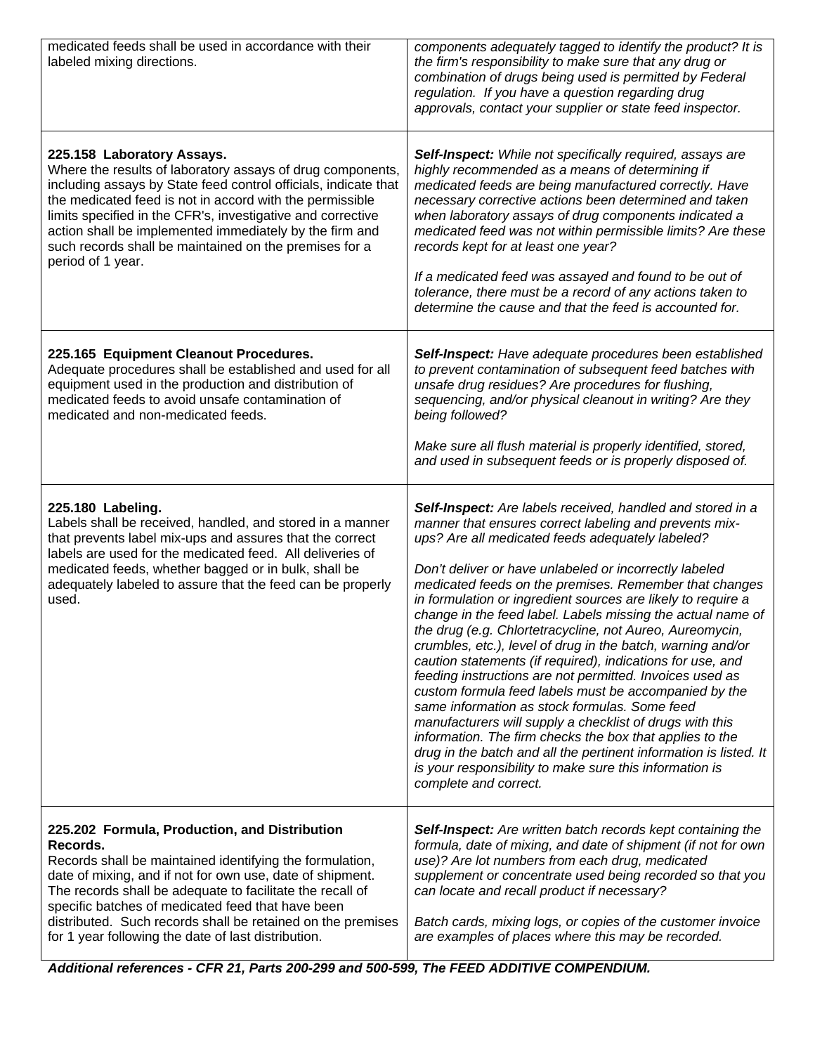| | |
|---|---|
| medicated feeds shall be used in accordance with their labeled mixing directions. | *components adequately tagged to identify the product? It is the firm's responsibility to make sure that any drug or combination of drugs being used is permitted by Federal regulation. If you have a question regarding drug approvals, contact your supplier or state feed inspector.* |
| **225.158 Laboratory Assays.**<br>Where the results of laboratory assays of drug components, including assays by State feed control officials, indicate that the medicated feed is not in accord with the permissible limits specified in the CFR's, investigative and corrective action shall be implemented immediately by the firm and such records shall be maintained on the premises for a period of 1 year. | ***Self-Inspect:*** *While not specifically required, assays are highly recommended as a means of determining if medicated feeds are being manufactured correctly. Have necessary corrective actions been determined and taken when laboratory assays of drug components indicated a medicated feed was not within permissible limits? Are these records kept for at least one year?*<br><br>*If a medicated feed was assayed and found to be out of tolerance, there must be a record of any actions taken to determine the cause and that the feed is accounted for.* |
| **225.165 Equipment Cleanout Procedures.**<br>Adequate procedures shall be established and used for all equipment used in the production and distribution of medicated feeds to avoid unsafe contamination of medicated and non-medicated feeds. | ***Self-Inspect:*** *Have adequate procedures been established to prevent contamination of subsequent feed batches with unsafe drug residues? Are procedures for flushing, sequencing, and/or physical cleanout in writing? Are they being followed?*<br><br>*Make sure all flush material is properly identified, stored, and used in subsequent feeds or is properly disposed of.* |
| **225.180 Labeling.**<br>Labels shall be received, handled, and stored in a manner that prevents label mix-ups and assures that the correct labels are used for the medicated feed. All deliveries of medicated feeds, whether bagged or in bulk, shall be adequately labeled to assure that the feed can be properly used. | ***Self-Inspect:*** *Are labels received, handled and stored in a manner that ensures correct labeling and prevents mix-ups? Are all medicated feeds adequately labeled?*<br><br>*Don't deliver or have unlabeled or incorrectly labeled medicated feeds on the premises. Remember that changes in formulation or ingredient sources are likely to require a change in the feed label. Labels missing the actual name of the drug (e.g. Chlortetracycline, not Aureo, Aureomycin, crumbles, etc.), level of drug in the batch, warning and/or caution statements (if required), indications for use, and feeding instructions are not permitted. Invoices used as custom formula feed labels must be accompanied by the same information as stock formulas. Some feed manufacturers will supply a checklist of drugs with this information. The firm checks the box that applies to the drug in the batch and all the pertinent information is listed. It is your responsibility to make sure this information is complete and correct.* |
| **225.202 Formula, Production, and Distribution Records.**<br>Records shall be maintained identifying the formulation, date of mixing, and if not for own use, date of shipment. The records shall be adequate to facilitate the recall of specific batches of medicated feed that have been distributed. Such records shall be retained on the premises for 1 year following the date of last distribution. | ***Self-Inspect:*** *Are written batch records kept containing the formula, date of mixing, and date of shipment (if not for own use)? Are lot numbers from each drug, medicated supplement or concentrate used being recorded so that you can locate and recall product if necessary?*<br><br>*Batch cards, mixing logs, or copies of the customer invoice are examples of places where this may be recorded.* |

***Additional references - CFR 21, Parts 200-299 and 500-599, The FEED ADDITIVE COMPENDIUM.***